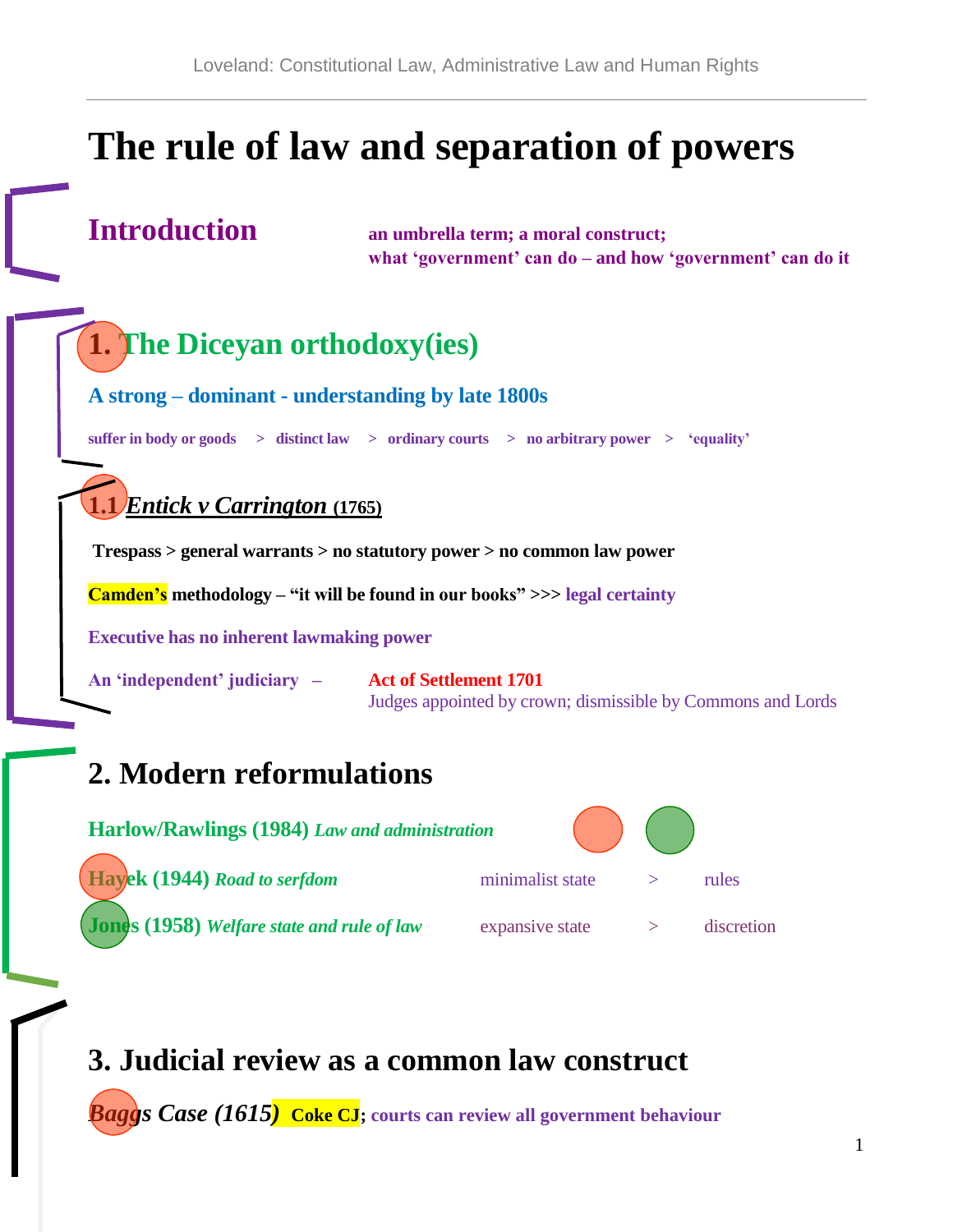# The rule of law and separation of powers

## Introduction

**an umbrella term; a moral construct;**
**what 'government' can do – and how 'government' can do it**

## 1. The Diceyan orthodoxy(ies)

**A strong – dominant - understanding by late 1800s**

**suffer in body or goods > distinct law > ordinary courts > no arbitrary power > 'equality'**

### 1.1 *Entick v Carrington* (1765)

**Trespass > general warrants > no statutory power > no common law power**

**Camden's methodology – "it will be found in our books" >>> legal certainty**

**Executive has no inherent lawmaking power**

**An 'independent' judiciary –** **Act of Settlement 1701**
Judges appointed by crown; dismissible by Commons and Lords

## 2. Modern reformulations

**Harlow/Rawlings (1984)** ***Law and administration***

| | | | |
|---|---|---|---|
| **Hayek (1944)** ***Road to serfdom*** | minimalist state | > | rules |
| **Jones (1958)** ***Welfare state and rule of law*** | expansive state | > | discretion |

## 3. Judicial review as a common law construct

***Baggs Case (1615)*** **Coke CJ; courts can review all government behaviour**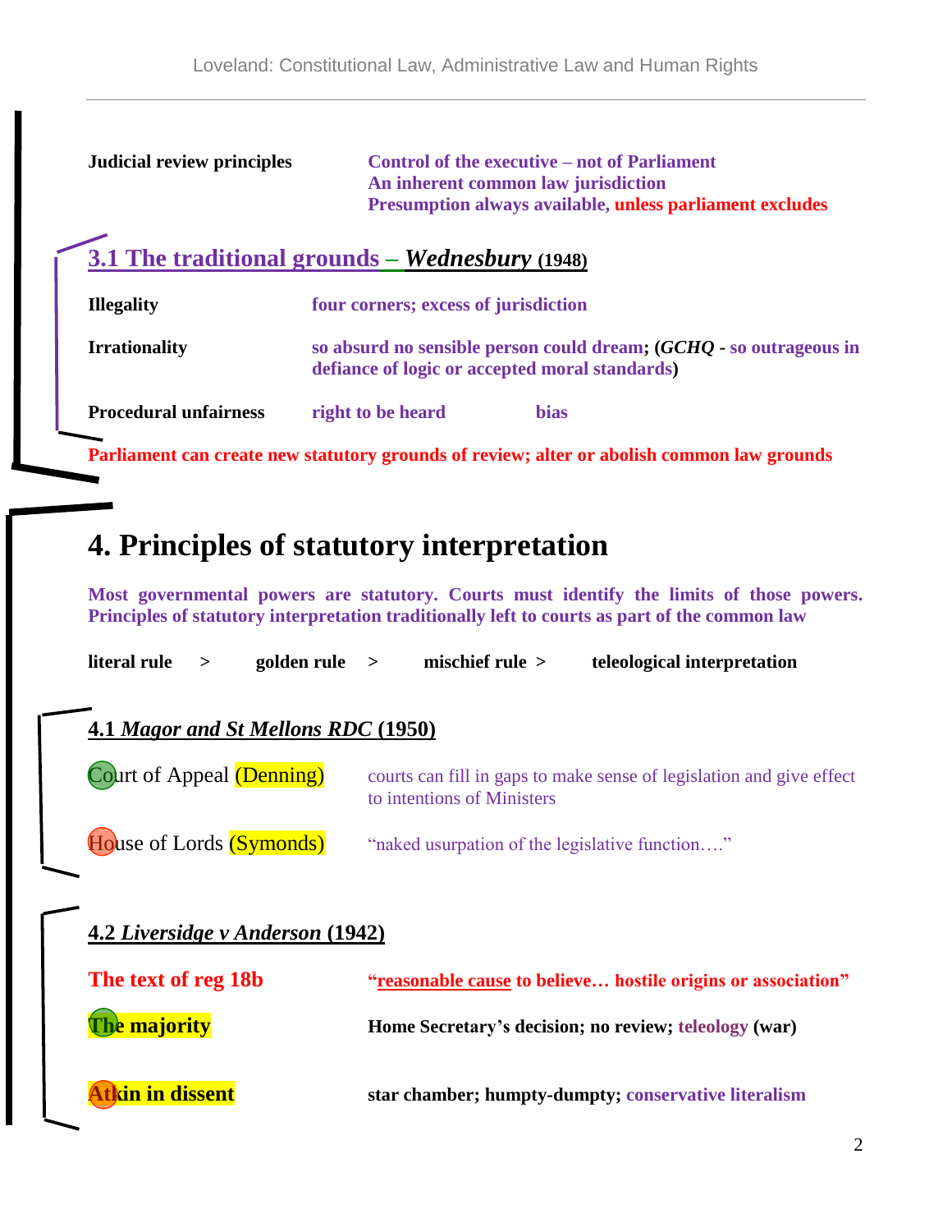| | |
|---|---|
| **Judicial review principles** | **Control of the executive – not of Parliament**<br>**An inherent common law jurisdiction**<br>**Presumption always available, unless parliament excludes** |

## 3.1 The traditional grounds – *Wednesbury* (1948)

| | |
|---|---|
| **Illegality** | **four corners; excess of jurisdiction** |
| **Irrationality** | **so absurd no sensible person could dream; (*GCHQ* - so outrageous in defiance of logic or accepted moral standards)** |
| **Procedural unfairness** | **right to be heard** &nbsp;&nbsp;&nbsp;&nbsp; **bias** |

**Parliament can create new statutory grounds of review; alter or abolish common law grounds**

# 4. Principles of statutory interpretation

**Most governmental powers are statutory. Courts must identify the limits of those powers. Principles of statutory interpretation traditionally left to courts as part of the common law**

**literal rule > golden rule > mischief rule > teleological interpretation**

## 4.1 *Magor and St Mellons RDC* (1950)

| | |
|---|---|
| Court of Appeal (Denning) | courts can fill in gaps to make sense of legislation and give effect to intentions of Ministers |
| House of Lords (Symonds) | "naked usurpation of the legislative function…." |

## 4.2 *Liversidge v Anderson* (1942)

| | |
|---|---|
| **The text of reg 18b** | **"reasonable cause to believe… hostile origins or association"** |
| **The majority** | **Home Secretary's decision; no review; teleology (war)** |
| **Atkin in dissent** | **star chamber; humpty-dumpty; conservative literalism** |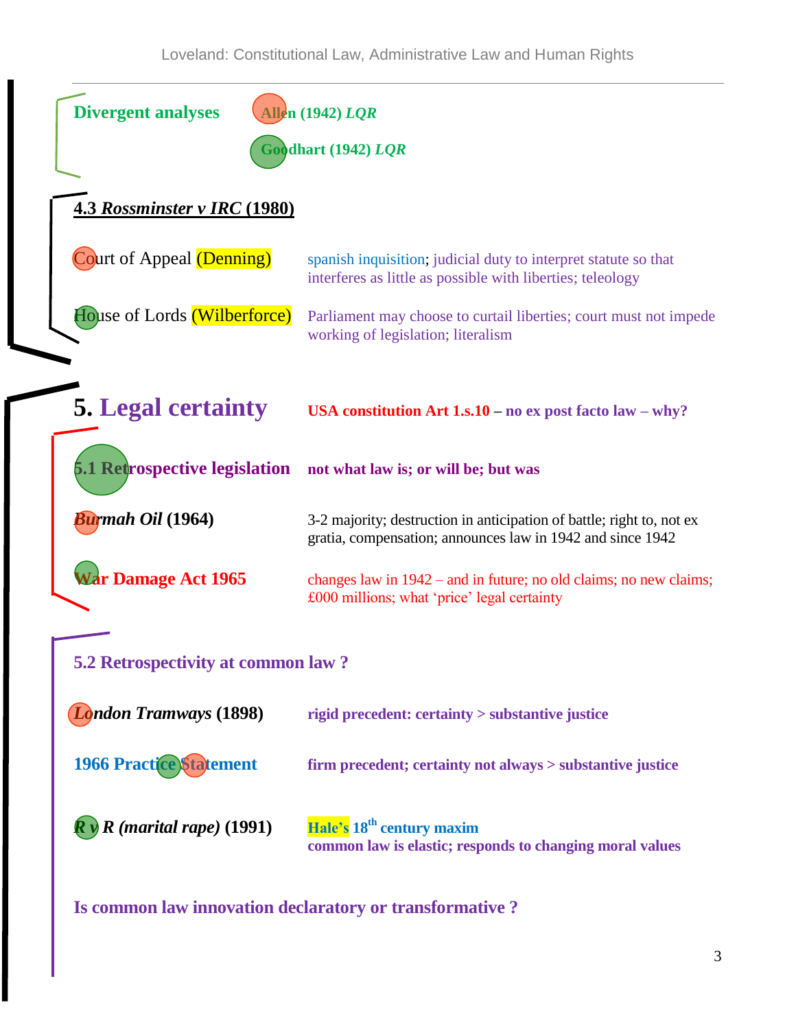**Divergent analyses** **Allen (1942) *LQR***

**Goodhart (1942) *LQR***

**4.3 *Rossminster v IRC* (1980)**

| | |
|---|---|
| Court of Appeal (Denning) | spanish inquisition; judicial duty to interpret statute so that interferes as little as possible with liberties; teleology |
| House of Lords (Wilberforce) | Parliament may choose to curtail liberties; court must not impede working of legislation; literalism |

## 5. Legal certainty

**USA constitution Art 1.s.10 – no ex post facto law – why?**

| | |
|---|---|
| **5.1 Retrospective legislation** | **not what law is; or will be; but was** |
| ***Burmah Oil* (1964)** | 3-2 majority; destruction in anticipation of battle; right to, not ex gratia, compensation; announces law in 1942 and since 1942 |
| **War Damage Act 1965** | changes law in 1942 – and in future; no old claims; no new claims; £000 millions; what 'price' legal certainty |

**5.2 Retrospectivity at common law ?**

| | |
|---|---|
| ***London Tramways* (1898)** | **rigid precedent: certainty > substantive justice** |
| **1966 Practice Statement** | **firm precedent; certainty not always > substantive justice** |
| ***R v R (marital rape)* (1991)** | **Hale's 18th century maxim** **common law is elastic; responds to changing moral values** |

**Is common law innovation declaratory or transformative ?**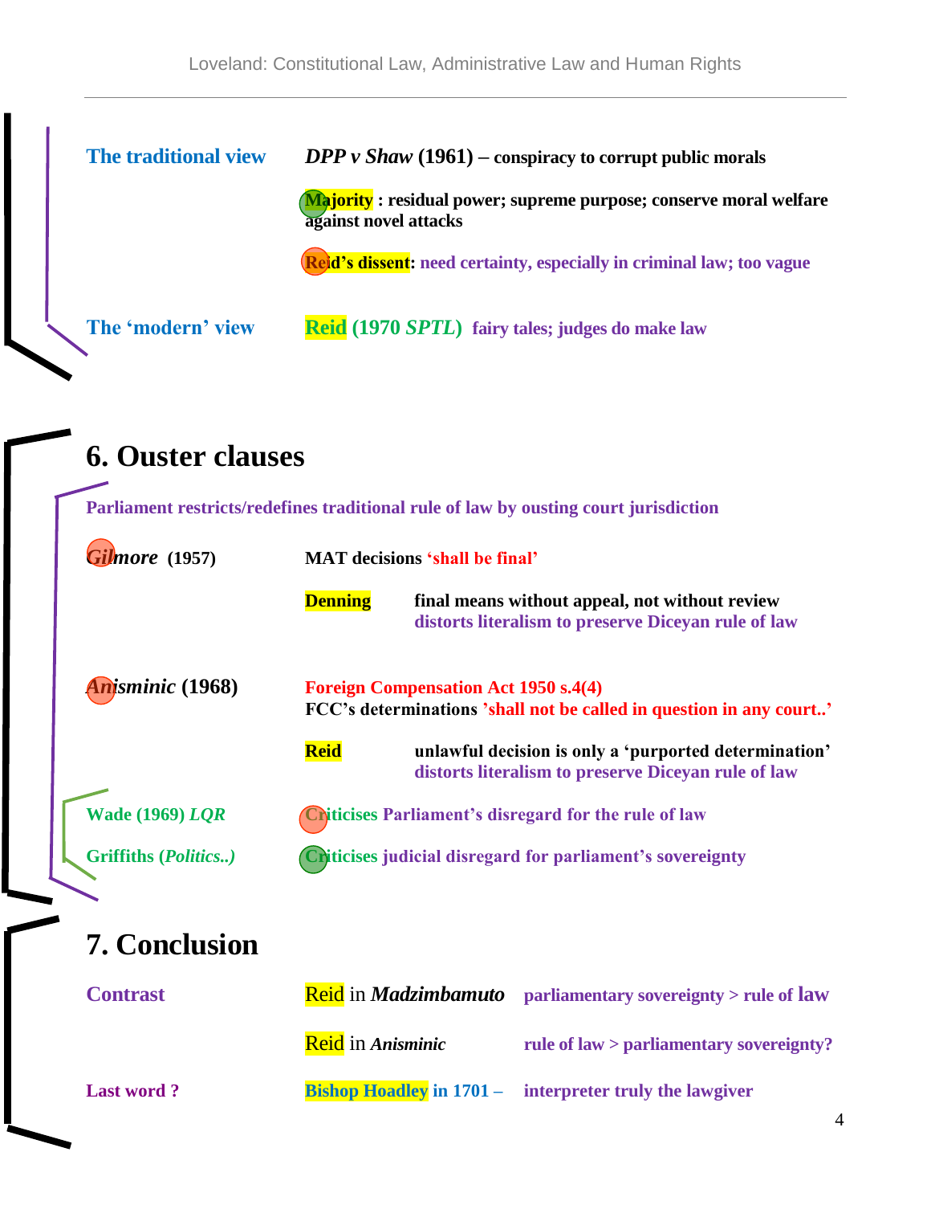**The traditional view** ***DPP v Shaw*** **(1961) – conspiracy to corrupt public morals**

**Majority : residual power; supreme purpose; conserve moral welfare against novel attacks**

**Reid's dissent: need certainty, especially in criminal law; too vague**

**The 'modern' view** **Reid (1970 *SPTL*)** **fairy tales; judges do make law**

## 6. Ouster clauses

**Parliament restricts/redefines traditional rule of law by ousting court jurisdiction**

***Gilmore*** **(1957)** — **MAT decisions 'shall be final'**

**Denning** — **final means without appeal, not without review**
**distorts literalism to preserve Diceyan rule of law**

***Anisminic*** **(1968)** — **Foreign Compensation Act 1950 s.4(4)**
**FCC's determinations 'shall not be called in question in any court..'**

**Reid** — **unlawful decision is only a 'purported determination'**
**distorts literalism to preserve Diceyan rule of law**

**Wade (1969) *LQR*** — **Criticises Parliament's disregard for the rule of law**

**Griffiths (*Politics..*)** — **Criticises judicial disregard for parliament's sovereignty**

## 7. Conclusion

**Contrast** — Reid in ***Madzimbamuto*** — **parliamentary sovereignty > rule of law**

Reid in ***Anisminic*** — **rule of law > parliamentary sovereignty?**

**Last word ?** — **Bishop Hoadley in 1701 –** **interpreter truly the lawgiver**